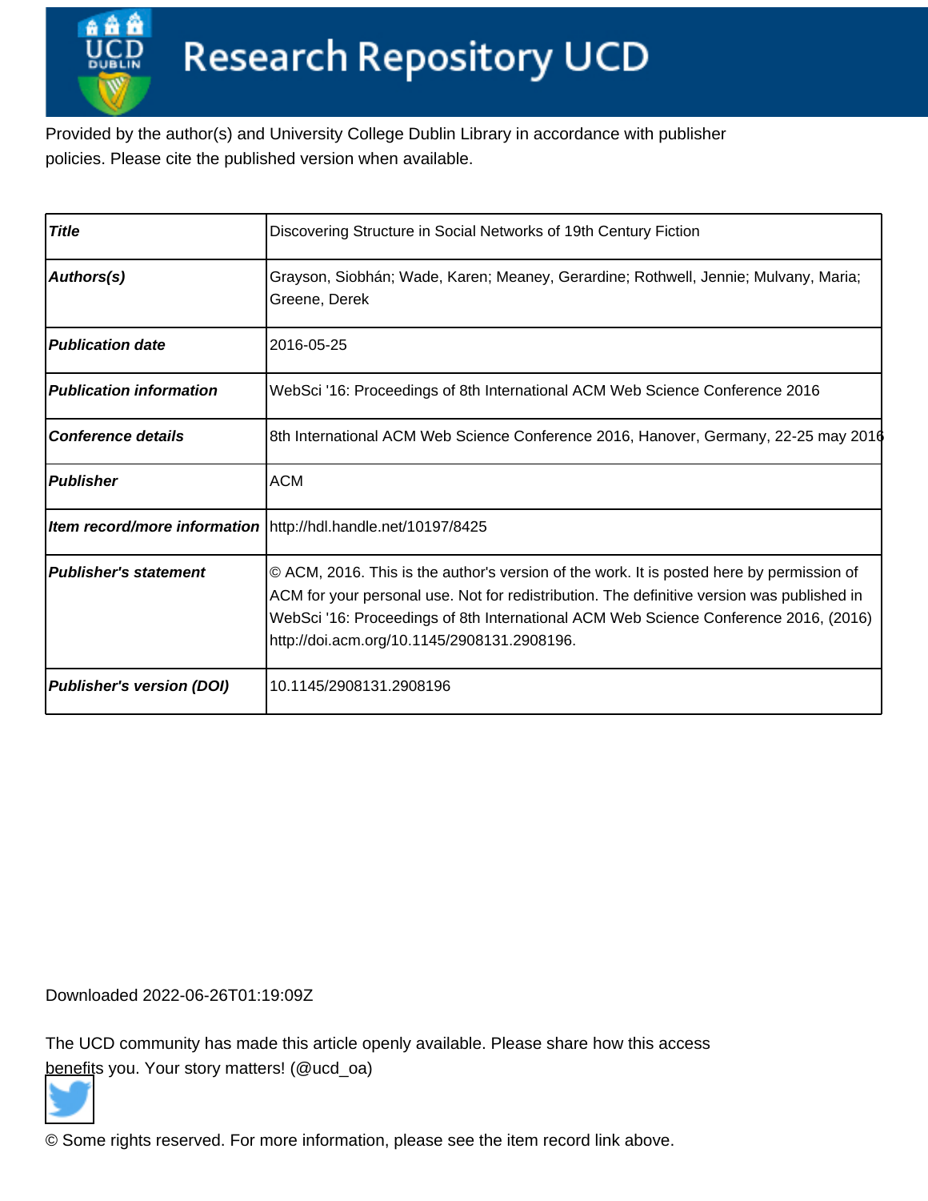# Research Repository UCD

Provided by the author(s) and University College Dublin Library in accordance with publisher policies. Please cite the published version when available.

| | |
|---|---|
| ***Title*** | Discovering Structure in Social Networks of 19th Century Fiction |
| ***Authors(s)*** | Grayson, Siobhán; Wade, Karen; Meaney, Gerardine; Rothwell, Jennie; Mulvany, Maria; Greene, Derek |
| ***Publication date*** | 2016-05-25 |
| ***Publication information*** | WebSci '16: Proceedings of 8th International ACM Web Science Conference 2016 |
| ***Conference details*** | 8th International ACM Web Science Conference 2016, Hanover, Germany, 22-25 may 2016 |
| ***Publisher*** | ACM |
| ***Item record/more information*** | http://hdl.handle.net/10197/8425 |
| ***Publisher's statement*** | © ACM, 2016. This is the author's version of the work. It is posted here by permission of ACM for your personal use. Not for redistribution. The definitive version was published in WebSci '16: Proceedings of 8th International ACM Web Science Conference 2016, (2016) http://doi.acm.org/10.1145/2908131.2908196. |
| ***Publisher's version (DOI)*** | 10.1145/2908131.2908196 |

Downloaded 2022-06-26T01:19:09Z

The UCD community has made this article openly available. Please share how this access benefits you. Your story matters! (@ucd_oa)

© Some rights reserved. For more information, please see the item record link above.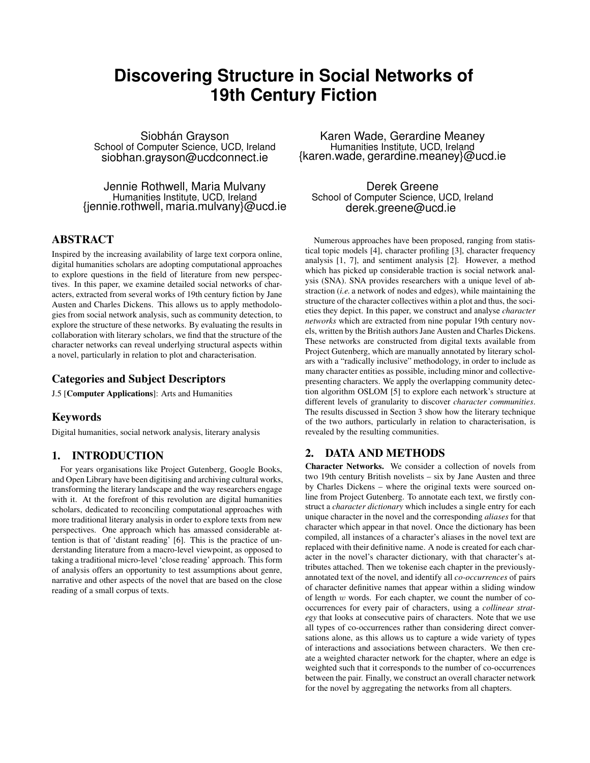# Discovering Structure in Social Networks of 19th Century Fiction

Siobhán Grayson
School of Computer Science, UCD, Ireland
siobhan.grayson@ucdconnect.ie

Karen Wade, Gerardine Meaney
Humanities Institute, UCD, Ireland
{karen.wade, gerardine.meaney}@ucd.ie

Jennie Rothwell, Maria Mulvany
Humanities Institute, UCD, Ireland
{jennie.rothwell, maria.mulvany}@ucd.ie

Derek Greene
School of Computer Science, UCD, Ireland
derek.greene@ucd.ie

## ABSTRACT

Inspired by the increasing availability of large text corpora online, digital humanities scholars are adopting computational approaches to explore questions in the field of literature from new perspectives. In this paper, we examine detailed social networks of characters, extracted from several works of 19th century fiction by Jane Austen and Charles Dickens. This allows us to apply methodologies from social network analysis, such as community detection, to explore the structure of these networks. By evaluating the results in collaboration with literary scholars, we find that the structure of the character networks can reveal underlying structural aspects within a novel, particularly in relation to plot and characterisation.

### Categories and Subject Descriptors

J.5 [**Computer Applications**]: Arts and Humanities

### Keywords

Digital humanities, social network analysis, literary analysis

## 1. INTRODUCTION

For years organisations like Project Gutenberg, Google Books, and Open Library have been digitising and archiving cultural works, transforming the literary landscape and the way researchers engage with it. At the forefront of this revolution are digital humanities scholars, dedicated to reconciling computational approaches with more traditional literary analysis in order to explore texts from new perspectives. One approach which has amassed considerable attention is that of 'distant reading' [6]. This is the practice of understanding literature from a macro-level viewpoint, as opposed to taking a traditional micro-level 'close reading' approach. This form of analysis offers an opportunity to test assumptions about genre, narrative and other aspects of the novel that are based on the close reading of a small corpus of texts.

Numerous approaches have been proposed, ranging from statistical topic models [4], character profiling [3], character frequency analysis [1, 7], and sentiment analysis [2]. However, a method which has picked up considerable traction is social network analysis (SNA). SNA provides researchers with a unique level of abstraction (*i.e.* a network of nodes and edges), while maintaining the structure of the character collectives within a plot and thus, the societies they depict. In this paper, we construct and analyse *character networks* which are extracted from nine popular 19th century novels, written by the British authors Jane Austen and Charles Dickens. These networks are constructed from digital texts available from Project Gutenberg, which are manually annotated by literary scholars with a "radically inclusive" methodology, in order to include as many character entities as possible, including minor and collective-presenting characters. We apply the overlapping community detection algorithm OSLOM [5] to explore each network's structure at different levels of granularity to discover *character communities*. The results discussed in Section 3 show how the literary technique of the two authors, particularly in relation to characterisation, is revealed by the resulting communities.

## 2. DATA AND METHODS

**Character Networks.** We consider a collection of novels from two 19th century British novelists – six by Jane Austen and three by Charles Dickens – where the original texts were sourced online from Project Gutenberg. To annotate each text, we firstly construct a *character dictionary* which includes a single entry for each unique character in the novel and the corresponding *aliases* for that character which appear in that novel. Once the dictionary has been compiled, all instances of a character's aliases in the novel text are replaced with their definitive name. A node is created for each character in the novel's character dictionary, with that character's attributes attached. Then we tokenise each chapter in the previously-annotated text of the novel, and identify all *co-occurrences* of pairs of character definitive names that appear within a sliding window of length $w$ words. For each chapter, we count the number of co-occurrences for every pair of characters, using a *collinear strategy* that looks at consecutive pairs of characters. Note that we use all types of co-occurrences rather than considering direct conversations alone, as this allows us to capture a wide variety of types of interactions and associations between characters. We then create a weighted character network for the chapter, where an edge is weighted such that it corresponds to the number of co-occurrences between the pair. Finally, we construct an overall character network for the novel by aggregating the networks from all chapters.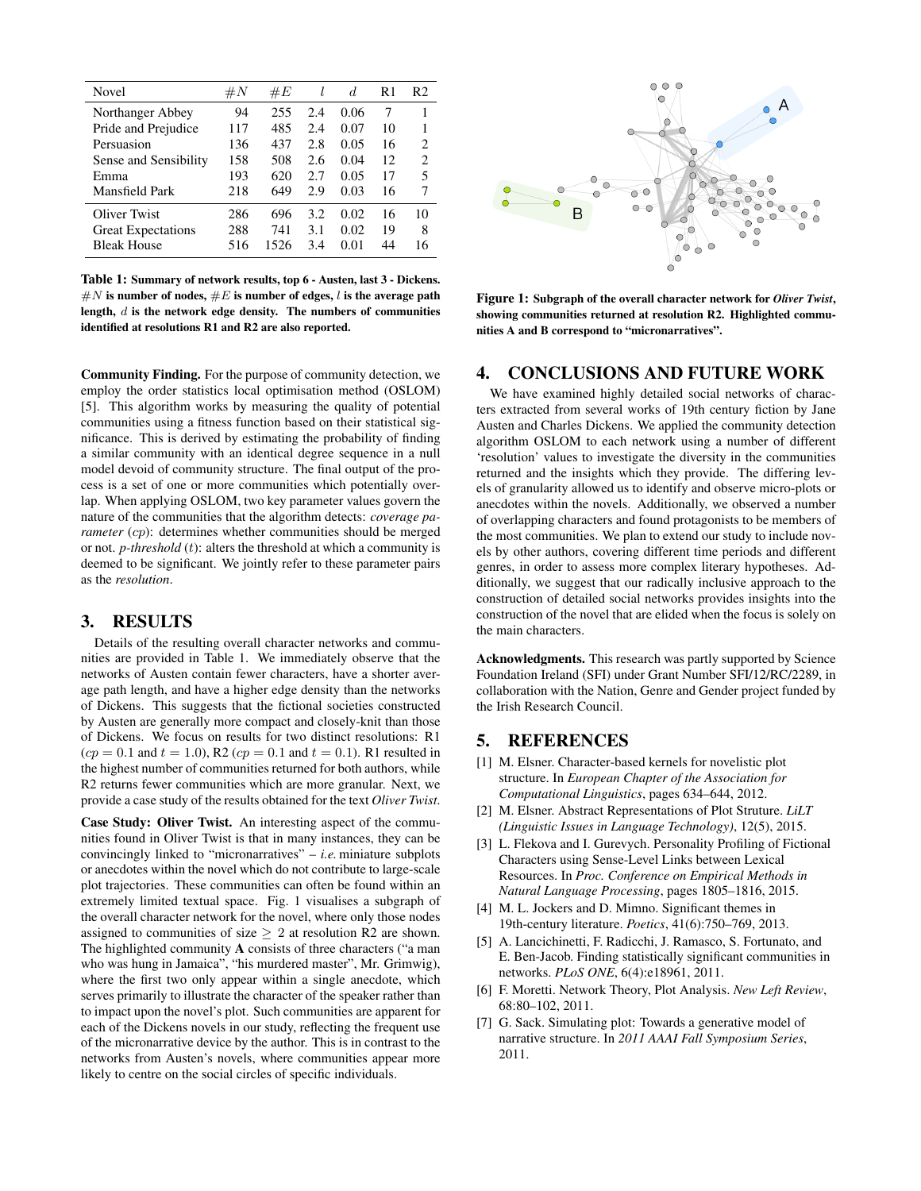| Novel | $\#N$ | $\#E$ | $l$ | $d$ | R1 | R2 |
|---|---|---|---|---|---|---|
| Northanger Abbey | 94 | 255 | 2.4 | 0.06 | 7 | 1 |
| Pride and Prejudice | 117 | 485 | 2.4 | 0.07 | 10 | 1 |
| Persuasion | 136 | 437 | 2.8 | 0.05 | 16 | 2 |
| Sense and Sensibility | 158 | 508 | 2.6 | 0.04 | 12 | 2 |
| Emma | 193 | 620 | 2.7 | 0.05 | 17 | 5 |
| Mansfield Park | 218 | 649 | 2.9 | 0.03 | 16 | 7 |
| Oliver Twist | 286 | 696 | 3.2 | 0.02 | 16 | 10 |
| Great Expectations | 288 | 741 | 3.1 | 0.02 | 19 | 8 |
| Bleak House | 516 | 1526 | 3.4 | 0.01 | 44 | 16 |

**Table 1: Summary of network results, top 6 - Austen, last 3 - Dickens. $\#N$ is number of nodes, $\#E$ is number of edges, $l$ is the average path length, $d$ is the network edge density. The numbers of communities identified at resolutions R1 and R2 are also reported.**

**Community Finding.** For the purpose of community detection, we employ the order statistics local optimisation method (OSLOM) [5]. This algorithm works by measuring the quality of potential communities using a fitness function based on their statistical significance. This is derived by estimating the probability of finding a similar community with an identical degree sequence in a null model devoid of community structure. The final output of the process is a set of one or more communities which potentially overlap. When applying OSLOM, two key parameter values govern the nature of the communities that the algorithm detects: *coverage parameter* ($cp$): determines whether communities should be merged or not. *p-threshold* ($t$): alters the threshold at which a community is deemed to be significant. We jointly refer to these parameter pairs as the *resolution*.

## 3. RESULTS

Details of the resulting overall character networks and communities are provided in Table 1. We immediately observe that the networks of Austen contain fewer characters, have a shorter average path length, and have a higher edge density than the networks of Dickens. This suggests that the fictional societies constructed by Austen are generally more compact and closely-knit than those of Dickens. We focus on results for two distinct resolutions: R1 ($cp = 0.1$ and $t = 1.0$), R2 ($cp = 0.1$ and $t = 0.1$). R1 resulted in the highest number of communities returned for both authors, while R2 returns fewer communities which are more granular. Next, we provide a case study of the results obtained for the text *Oliver Twist*.

**Case Study: Oliver Twist.** An interesting aspect of the communities found in Oliver Twist is that in many instances, they can be convincingly linked to "micronarratives" – *i.e.* miniature subplots or anecdotes within the novel which do not contribute to large-scale plot trajectories. These communities can often be found within an extremely limited textual space. Fig. 1 visualises a subgraph of the overall character network for the novel, where only those nodes assigned to communities of size $\geq 2$ at resolution R2 are shown. The highlighted community **A** consists of three characters ("a man who was hung in Jamaica", "his murdered master", Mr. Grimwig), where the first two only appear within a single anecdote, which serves primarily to illustrate the character of the speaker rather than to impact upon the novel's plot. Such communities are apparent for each of the Dickens novels in our study, reflecting the frequent use of the micronarrative device by the author. This is in contrast to the networks from Austen's novels, where communities appear more likely to centre on the social circles of specific individuals.

A

B

**Figure 1: Subgraph of the overall character network for *Oliver Twist*, showing communities returned at resolution R2. Highlighted communities A and B correspond to "micronarratives".**

## 4. CONCLUSIONS AND FUTURE WORK

We have examined highly detailed social networks of characters extracted from several works of 19th century fiction by Jane Austen and Charles Dickens. We applied the community detection algorithm OSLOM to each network using a number of different 'resolution' values to investigate the diversity in the communities returned and the insights which they provide. The differing levels of granularity allowed us to identify and observe micro-plots or anecdotes within the novels. Additionally, we observed a number of overlapping characters and found protagonists to be members of the most communities. We plan to extend our study to include novels by other authors, covering different time periods and different genres, in order to assess more complex literary hypotheses. Additionally, we suggest that our radically inclusive approach to the construction of detailed social networks provides insights into the construction of the novel that are elided when the focus is solely on the main characters.

**Acknowledgments.** This research was partly supported by Science Foundation Ireland (SFI) under Grant Number SFI/12/RC/2289, in collaboration with the Nation, Genre and Gender project funded by the Irish Research Council.

## 5. REFERENCES

[1] M. Elsner. Character-based kernels for novelistic plot structure. In *European Chapter of the Association for Computational Linguistics*, pages 634–644, 2012.

[2] M. Elsner. Abstract Representations of Plot Struture. *LiLT (Linguistic Issues in Language Technology)*, 12(5), 2015.

[3] L. Flekova and I. Gurevych. Personality Profiling of Fictional Characters using Sense-Level Links between Lexical Resources. In *Proc. Conference on Empirical Methods in Natural Language Processing*, pages 1805–1816, 2015.

[4] M. L. Jockers and D. Mimno. Significant themes in 19th-century literature. *Poetics*, 41(6):750–769, 2013.

[5] A. Lancichinetti, F. Radicchi, J. Ramasco, S. Fortunato, and E. Ben-Jacob. Finding statistically significant communities in networks. *PLoS ONE*, 6(4):e18961, 2011.

[6] F. Moretti. Network Theory, Plot Analysis. *New Left Review*, 68:80–102, 2011.

[7] G. Sack. Simulating plot: Towards a generative model of narrative structure. In *2011 AAAI Fall Symposium Series*, 2011.